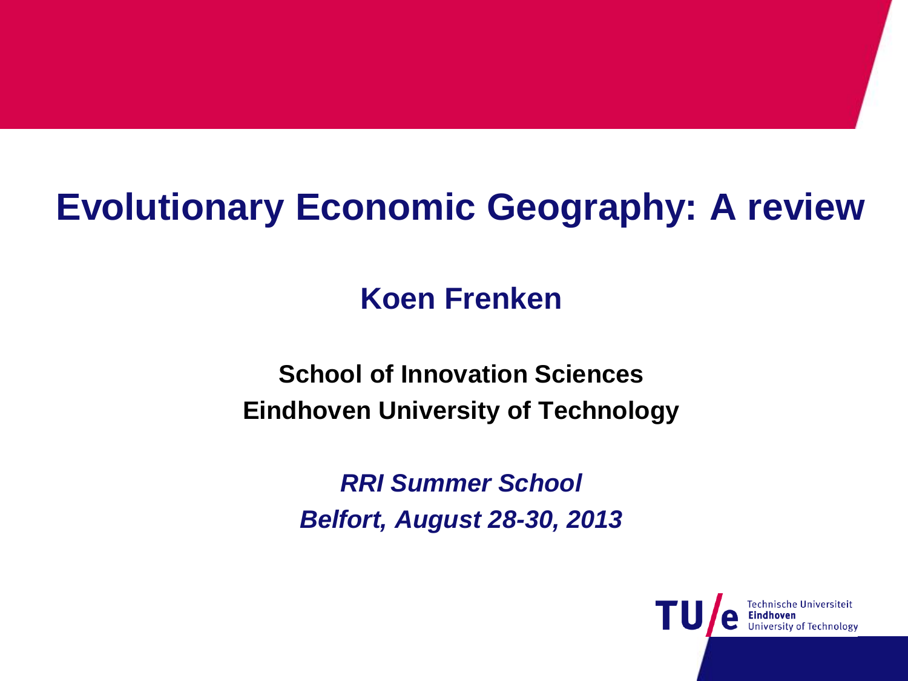# Evolutionary Economic Geography: A review

**Koen Frenken**

**School of Innovation Sciences**
**Eindhoven University of Technology**

***RRI Summer School***
***Belfort, August 28-30, 2013***

Technische Universiteit
**Eindhoven**
University of Technology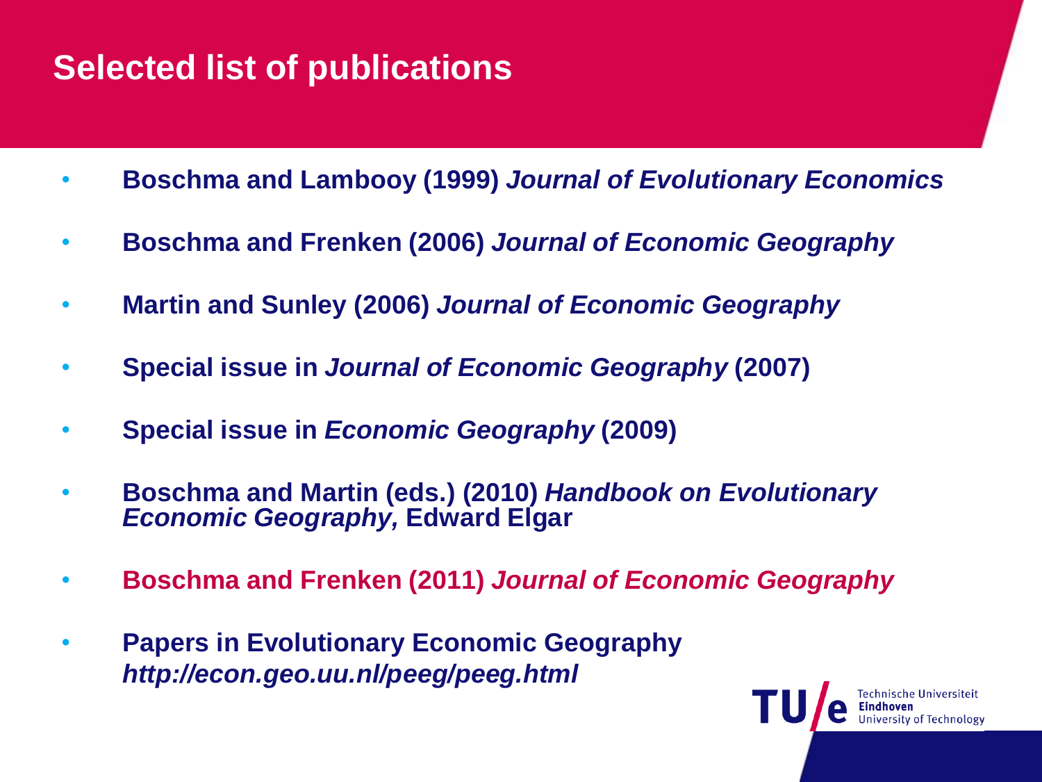# Selected list of publications

- **Boschma and Lambooy (1999)** ***Journal of Evolutionary Economics***
- **Boschma and Frenken (2006)** ***Journal of Economic Geography***
- **Martin and Sunley (2006)** ***Journal of Economic Geography***
- **Special issue in** ***Journal of Economic Geography*** **(2007)**
- **Special issue in** ***Economic Geography*** **(2009)**
- **Boschma and Martin (eds.) (2010)** ***Handbook on Evolutionary Economic Geography,*** **Edward Elgar**
- **Boschma and Frenken (2011)** ***Journal of Economic Geography***
- **Papers in Evolutionary Economic Geography** ***http://econ.geo.uu.nl/peeg/peeg.html***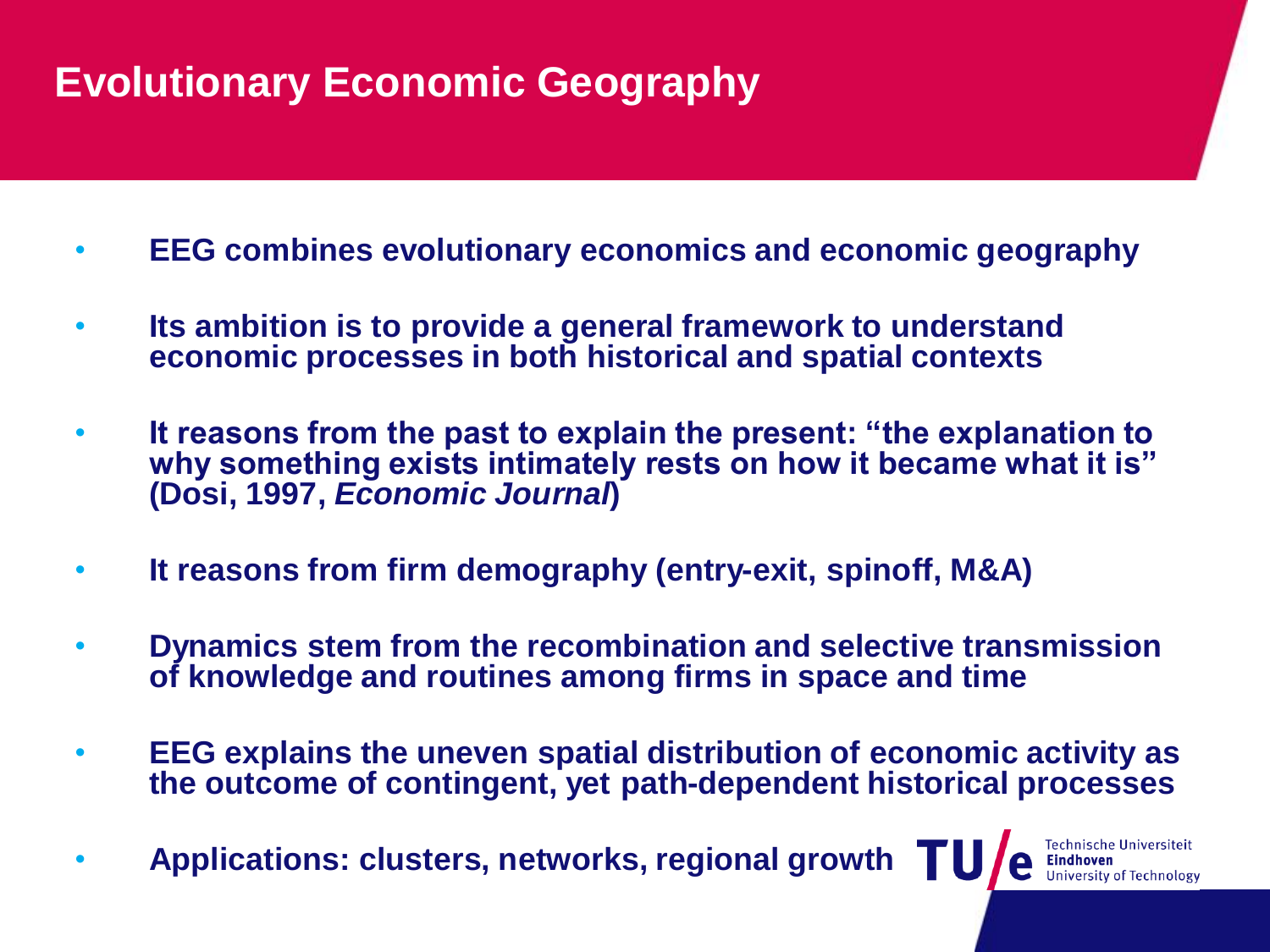# Evolutionary Economic Geography

- **EEG combines evolutionary economics and economic geography**
- **Its ambition is to provide a general framework to understand economic processes in both historical and spatial contexts**
- **It reasons from the past to explain the present: "the explanation to why something exists intimately rests on how it became what it is" (Dosi, 1997, *Economic Journal*)**
- **It reasons from firm demography (entry-exit, spinoff, M&A)**
- **Dynamics stem from the recombination and selective transmission of knowledge and routines among firms in space and time**
- **EEG explains the uneven spatial distribution of economic activity as the outcome of contingent, yet path-dependent historical processes**
- **Applications: clusters, networks, regional growth**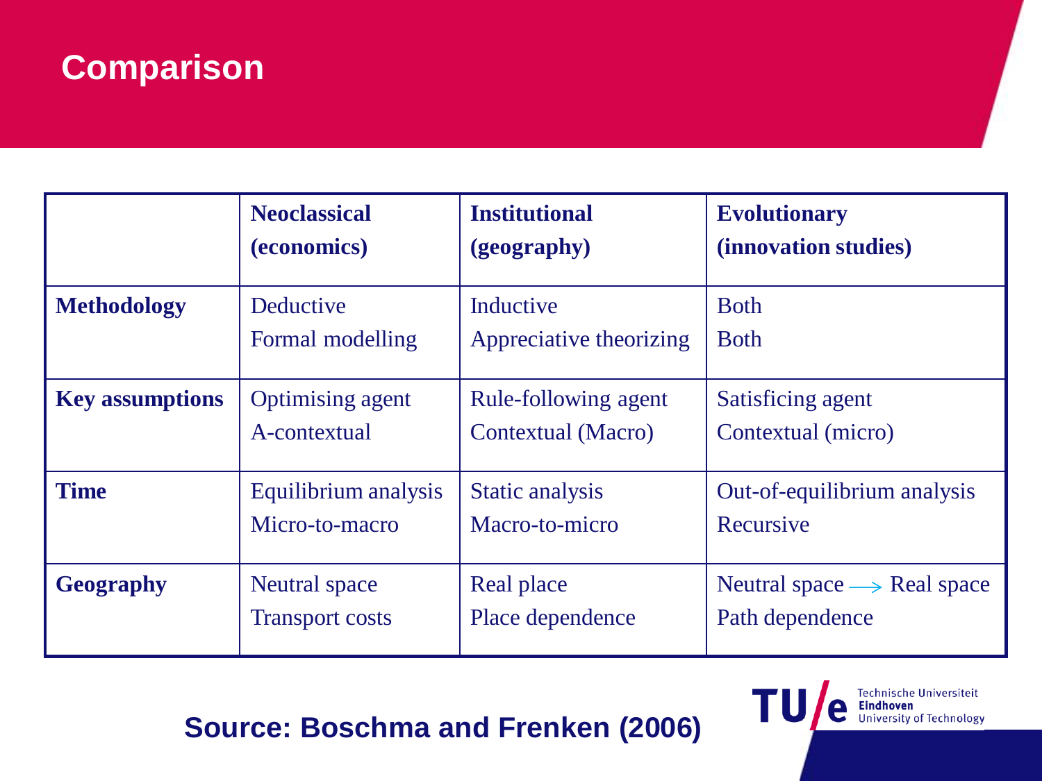# Comparison

| | Neoclassical (economics) | Institutional (geography) | Evolutionary (innovation studies) |
|---|---|---|---|
| **Methodology** | Deductive<br>Formal modelling | Inductive<br>Appreciative theorizing | Both<br>Both |
| **Key assumptions** | Optimising agent<br>A-contextual | Rule-following agent<br>Contextual (Macro) | Satisficing agent<br>Contextual (micro) |
| **Time** | Equilibrium analysis<br>Micro-to-macro | Static analysis<br>Macro-to-micro | Out-of-equilibrium analysis<br>Recursive |
| **Geography** | Neutral space<br>Transport costs | Real place<br>Place dependence | Neutral space → Real space<br>Path dependence |

**Source: Boschma and Frenken (2006)**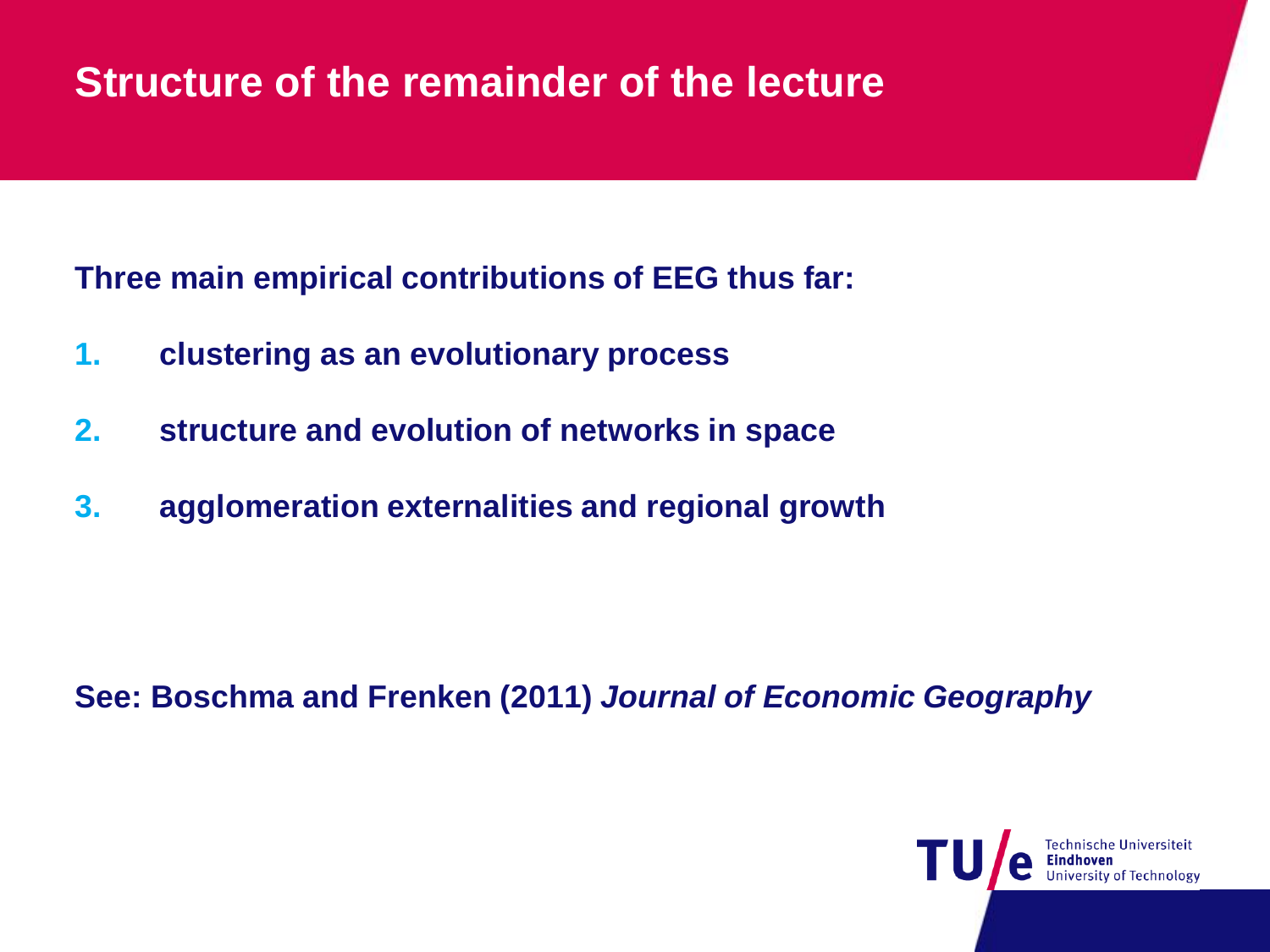# Structure of the remainder of the lecture

**Three main empirical contributions of EEG thus far:**

1. **clustering as an evolutionary process**
2. **structure and evolution of networks in space**
3. **agglomeration externalities and regional growth**

**See: Boschma and Frenken (2011)** ***Journal of Economic Geography***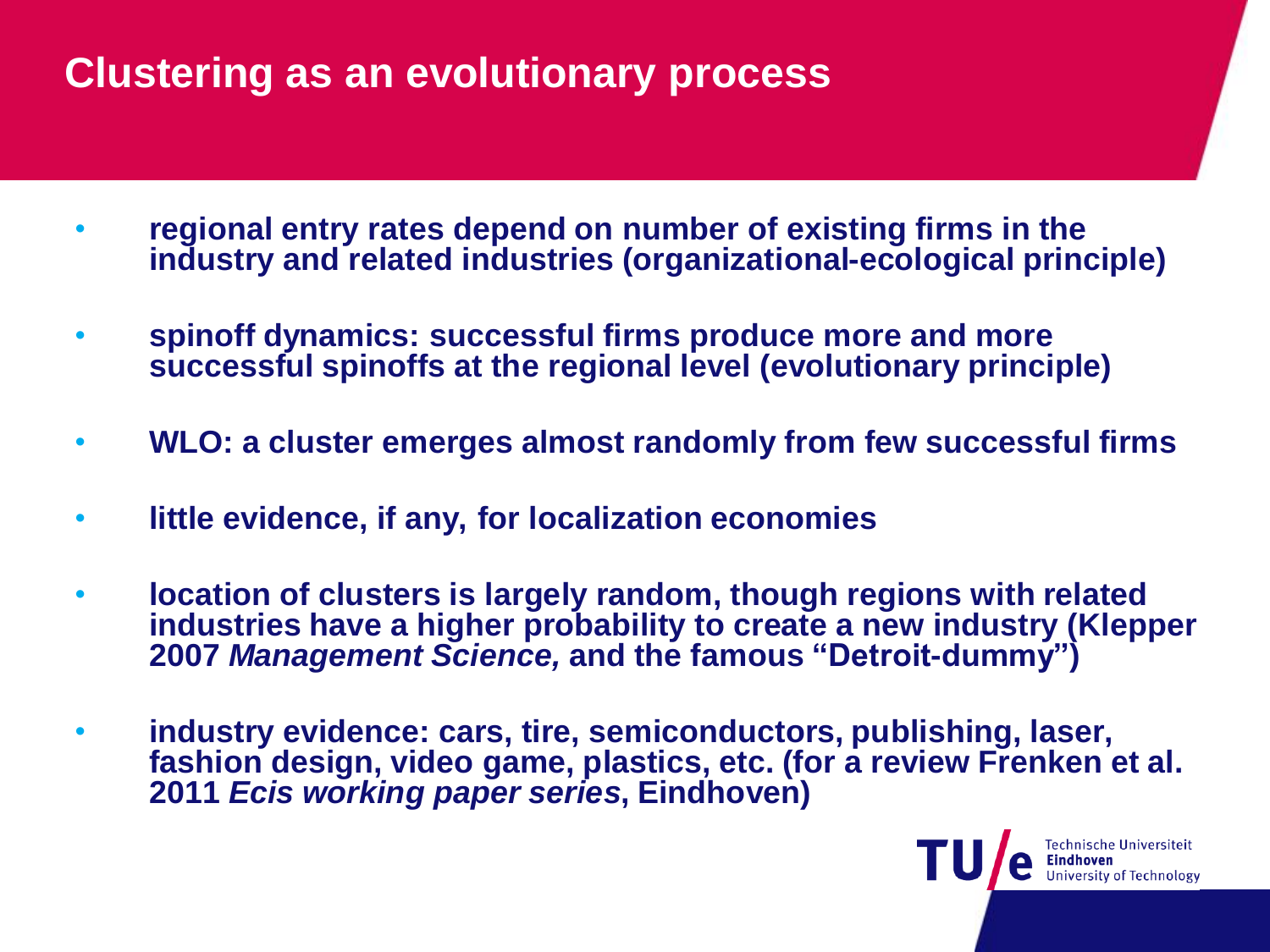# Clustering as an evolutionary process

- **regional entry rates depend on number of existing firms in the industry and related industries (organizational-ecological principle)**
- **spinoff dynamics: successful firms produce more and more successful spinoffs at the regional level (evolutionary principle)**
- **WLO: a cluster emerges almost randomly from few successful firms**
- **little evidence, if any, for localization economies**
- **location of clusters is largely random, though regions with related industries have a higher probability to create a new industry (Klepper 2007 *Management Science,* and the famous "Detroit-dummy")**
- **industry evidence: cars, tire, semiconductors, publishing, laser, fashion design, video game, plastics, etc. (for a review Frenken et al. 2011 *Ecis working paper series*, Eindhoven)**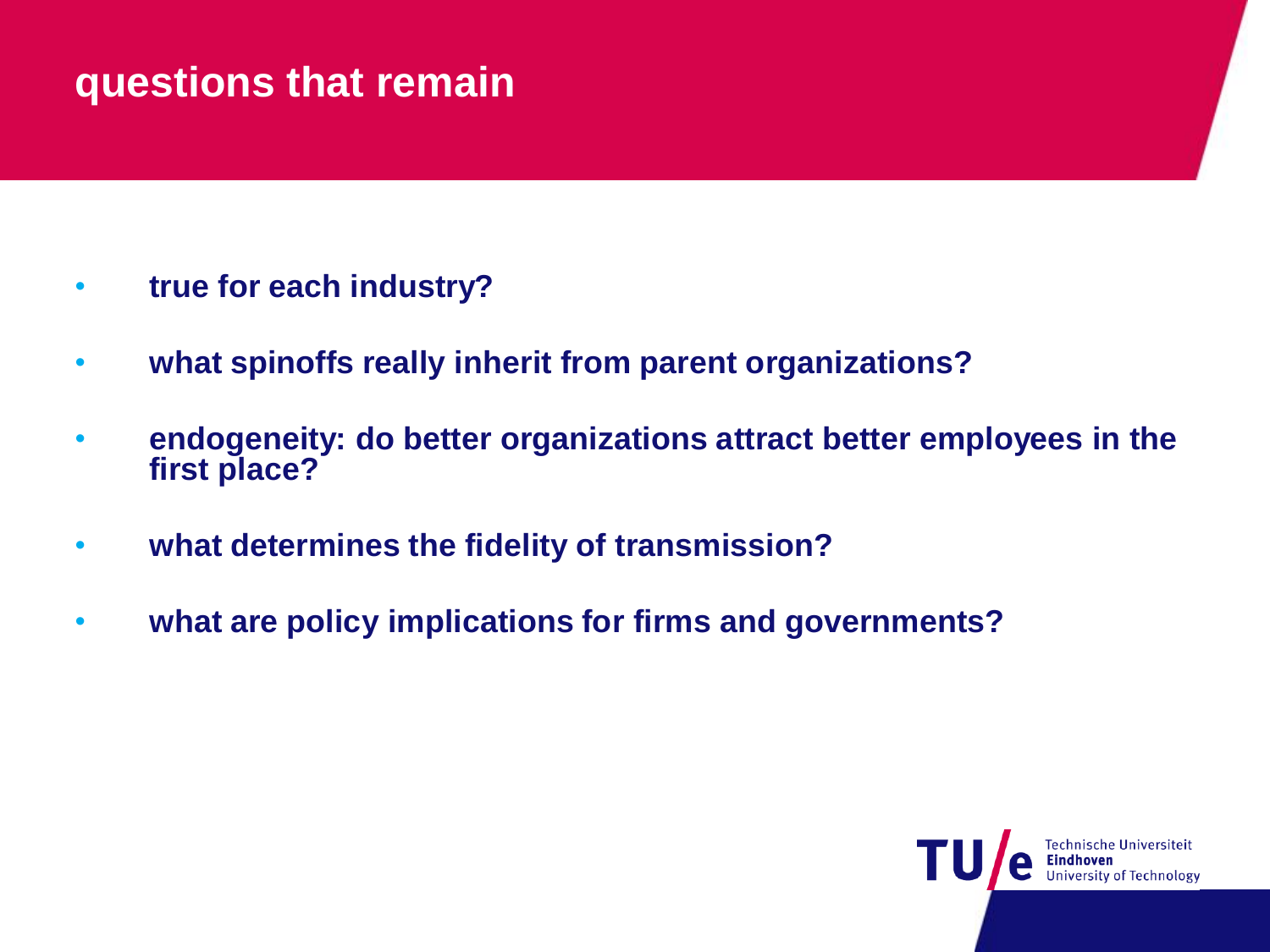# questions that remain

- **true for each industry?**
- **what spinoffs really inherit from parent organizations?**
- **endogeneity: do better organizations attract better employees in the first place?**
- **what determines the fidelity of transmission?**
- **what are policy implications for firms and governments?**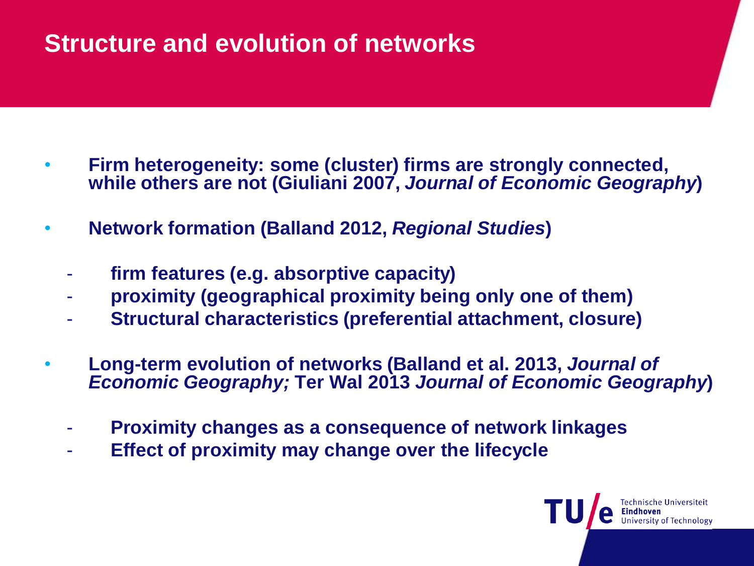# Structure and evolution of networks

- **Firm heterogeneity: some (cluster) firms are strongly connected, while others are not (Giuliani 2007, *Journal of Economic Geography*)**
- **Network formation (Balland 2012, *Regional Studies*)**
  - **firm features (e.g. absorptive capacity)**
  - **proximity (geographical proximity being only one of them)**
  - **Structural characteristics (preferential attachment, closure)**
- **Long-term evolution of networks (Balland et al. 2013, *Journal of Economic Geography;* Ter Wal 2013 *Journal of Economic Geography*)**
  - **Proximity changes as a consequence of network linkages**
  - **Effect of proximity may change over the lifecycle**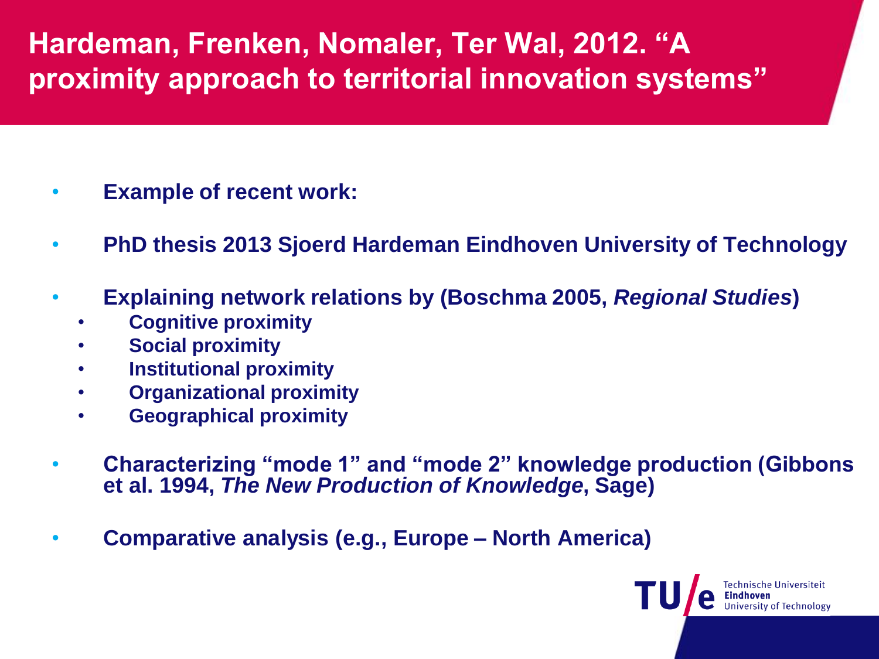# Hardeman, Frenken, Nomaler, Ter Wal, 2012. "A proximity approach to territorial innovation systems"

- **Example of recent work:**
- **PhD thesis 2013 Sjoerd Hardeman Eindhoven University of Technology**
- **Explaining network relations by (Boschma 2005, *Regional Studies*)**
  - **Cognitive proximity**
  - **Social proximity**
  - **Institutional proximity**
  - **Organizational proximity**
  - **Geographical proximity**
- **Characterizing "mode 1" and "mode 2" knowledge production (Gibbons et al. 1994, *The New Production of Knowledge*, Sage)**
- **Comparative analysis (e.g., Europe – North America)**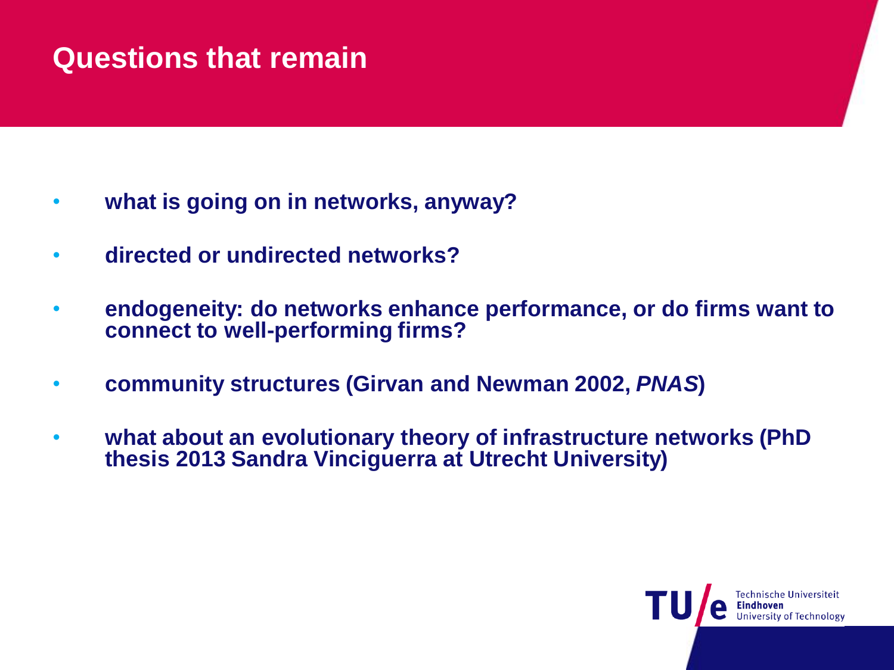# Questions that remain

- **what is going on in networks, anyway?**
- **directed or undirected networks?**
- **endogeneity: do networks enhance performance, or do firms want to connect to well-performing firms?**
- **community structures (Girvan and Newman 2002, *PNAS*)**
- **what about an evolutionary theory of infrastructure networks (PhD thesis 2013 Sandra Vinciguerra at Utrecht University)**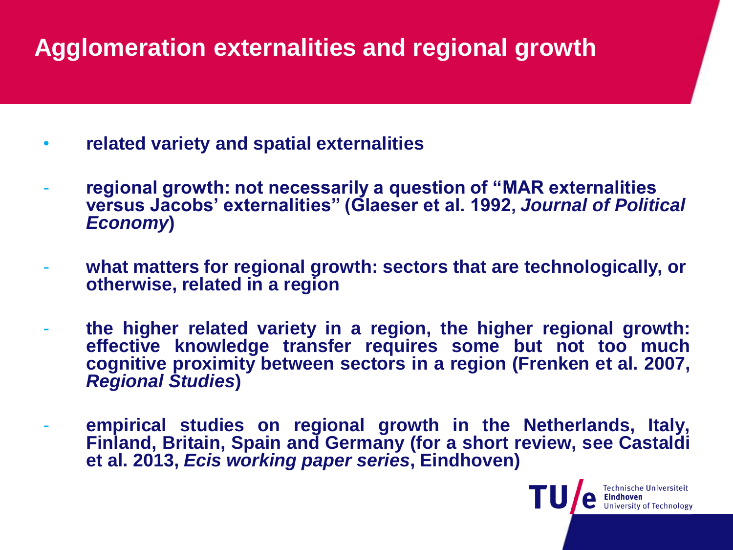# Agglomeration externalities and regional growth

- **related variety and spatial externalities**

- **regional growth: not necessarily a question of "MAR externalities versus Jacobs' externalities" (Glaeser et al. 1992, *Journal of Political Economy*)**

- **what matters for regional growth: sectors that are technologically, or otherwise, related in a region**

- **the higher related variety in a region, the higher regional growth: effective knowledge transfer requires some but not too much cognitive proximity between sectors in a region (Frenken et al. 2007, *Regional Studies*)**

- **empirical studies on regional growth in the Netherlands, Italy, Finland, Britain, Spain and Germany (for a short review, see Castaldi et al. 2013, *Ecis working paper series*, Eindhoven)**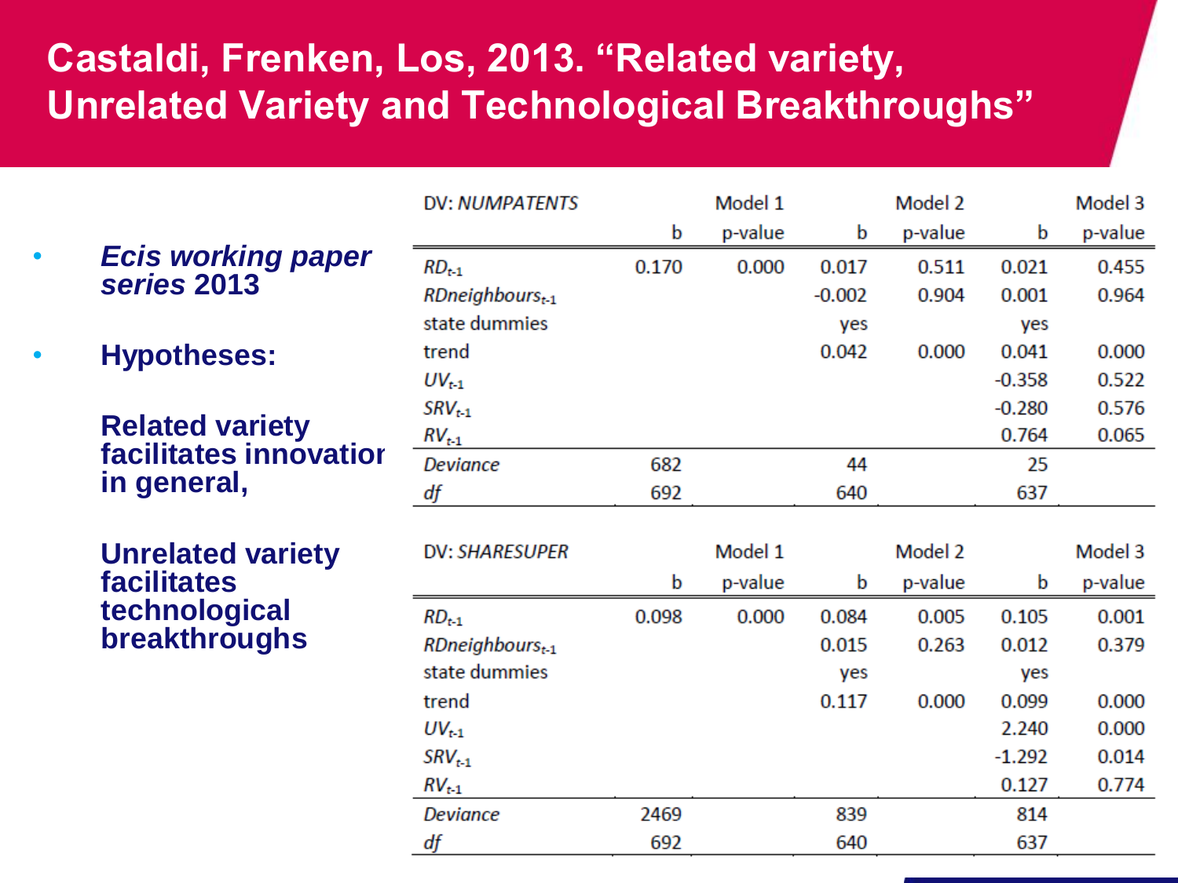# Castaldi, Frenken, Los, 2013. “Related variety, Unrelated Variety and Technological Breakthroughs”

- ***Ecis working paper series* 2013**
- **Hypotheses:**

  **Related variety facilitates innovation in general,**

  **Unrelated variety facilitates technological breakthroughs**

| DV: *NUMPATENTS* | Model 1 | | Model 2 | | Model 3 | |
|---|---|---|---|---|---|---|
| | b | p-value | b | p-value | b | p-value |
| $RD_{t-1}$ | 0.170 | 0.000 | 0.017 | 0.511 | 0.021 | 0.455 |
| $RDneighbours_{t-1}$ | | | -0.002 | 0.904 | 0.001 | 0.964 |
| state dummies | | | yes | | yes | |
| trend | | | 0.042 | 0.000 | 0.041 | 0.000 |
| $UV_{t-1}$ | | | | | -0.358 | 0.522 |
| $SRV_{t-1}$ | | | | | -0.280 | 0.576 |
| $RV_{t-1}$ | | | | | 0.764 | 0.065 |
| *Deviance* | 682 | | 44 | | 25 | |
| *df* | 692 | | 640 | | 637 | |

| DV: *SHARESUPER* | Model 1 | | Model 2 | | Model 3 | |
|---|---|---|---|---|---|---|
| | b | p-value | b | p-value | b | p-value |
| $RD_{t-1}$ | 0.098 | 0.000 | 0.084 | 0.005 | 0.105 | 0.001 |
| $RDneighbours_{t-1}$ | | | 0.015 | 0.263 | 0.012 | 0.379 |
| state dummies | | | yes | | yes | |
| trend | | | 0.117 | 0.000 | 0.099 | 0.000 |
| $UV_{t-1}$ | | | | | 2.240 | 0.000 |
| $SRV_{t-1}$ | | | | | -1.292 | 0.014 |
| $RV_{t-1}$ | | | | | 0.127 | 0.774 |
| *Deviance* | 2469 | | 839 | | 814 | |
| *df* | 692 | | 640 | | 637 | |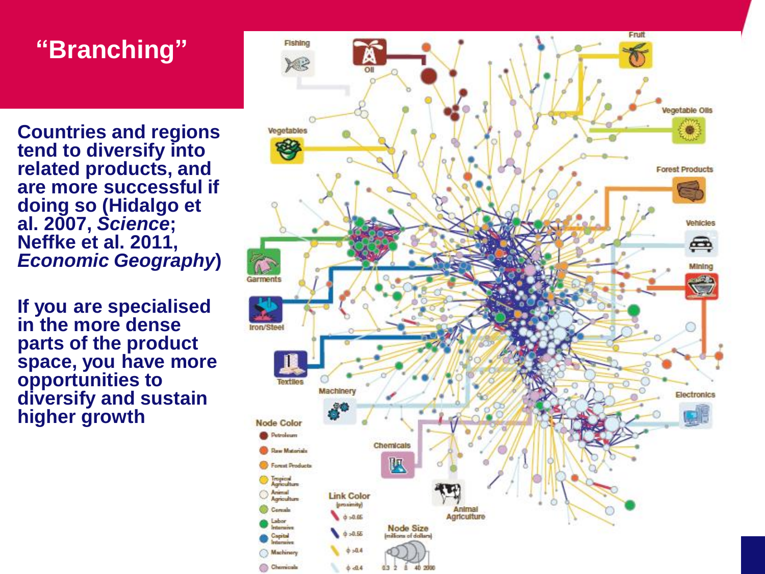# "Branching"

**Countries and regions tend to diversify into related products, and are more successful if doing so (Hidalgo et al. 2007, *Science*; Neffke et al. 2011, *Economic Geography*)**

**If you are specialised in the more dense parts of the product space, you have more opportunities to diversify and sustain higher growth**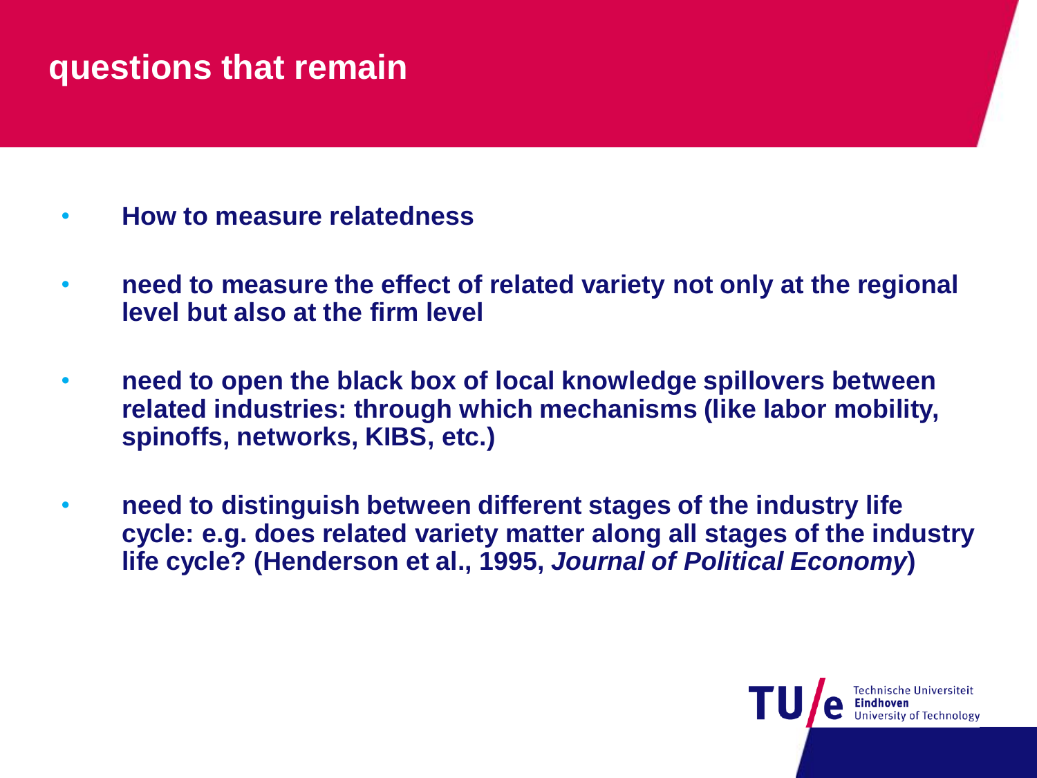# questions that remain

- **How to measure relatedness**
- **need to measure the effect of related variety not only at the regional level but also at the firm level**
- **need to open the black box of local knowledge spillovers between related industries: through which mechanisms (like labor mobility, spinoffs, networks, KIBS, etc.)**
- **need to distinguish between different stages of the industry life cycle: e.g. does related variety matter along all stages of the industry life cycle? (Henderson et al., 1995, *Journal of Political Economy*)**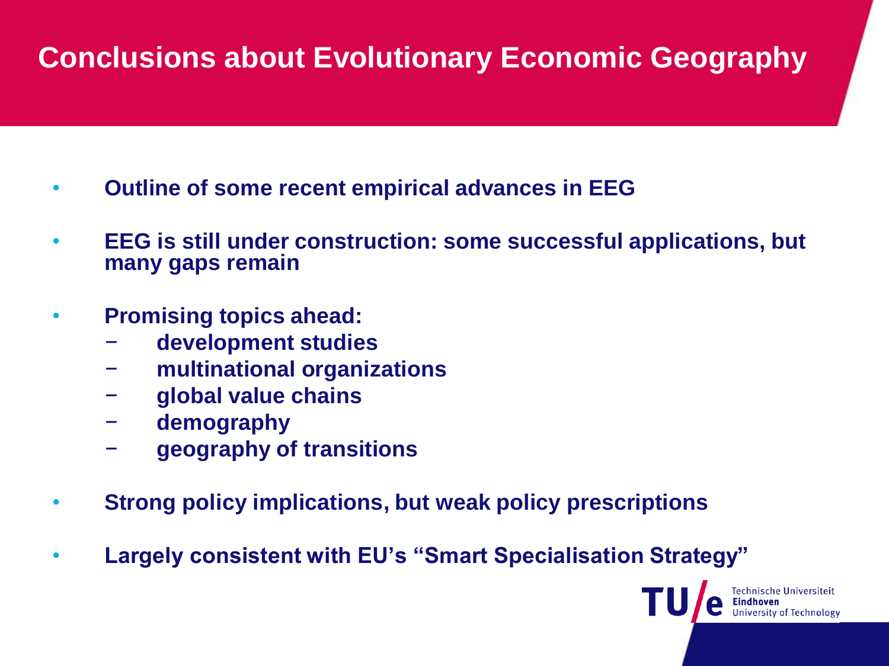# Conclusions about Evolutionary Economic Geography

- **Outline of some recent empirical advances in EEG**
- **EEG is still under construction: some successful applications, but many gaps remain**
- **Promising topics ahead:**
  - **development studies**
  - **multinational organizations**
  - **global value chains**
  - **demography**
  - **geography of transitions**
- **Strong policy implications, but weak policy prescriptions**
- **Largely consistent with EU's "Smart Specialisation Strategy"**